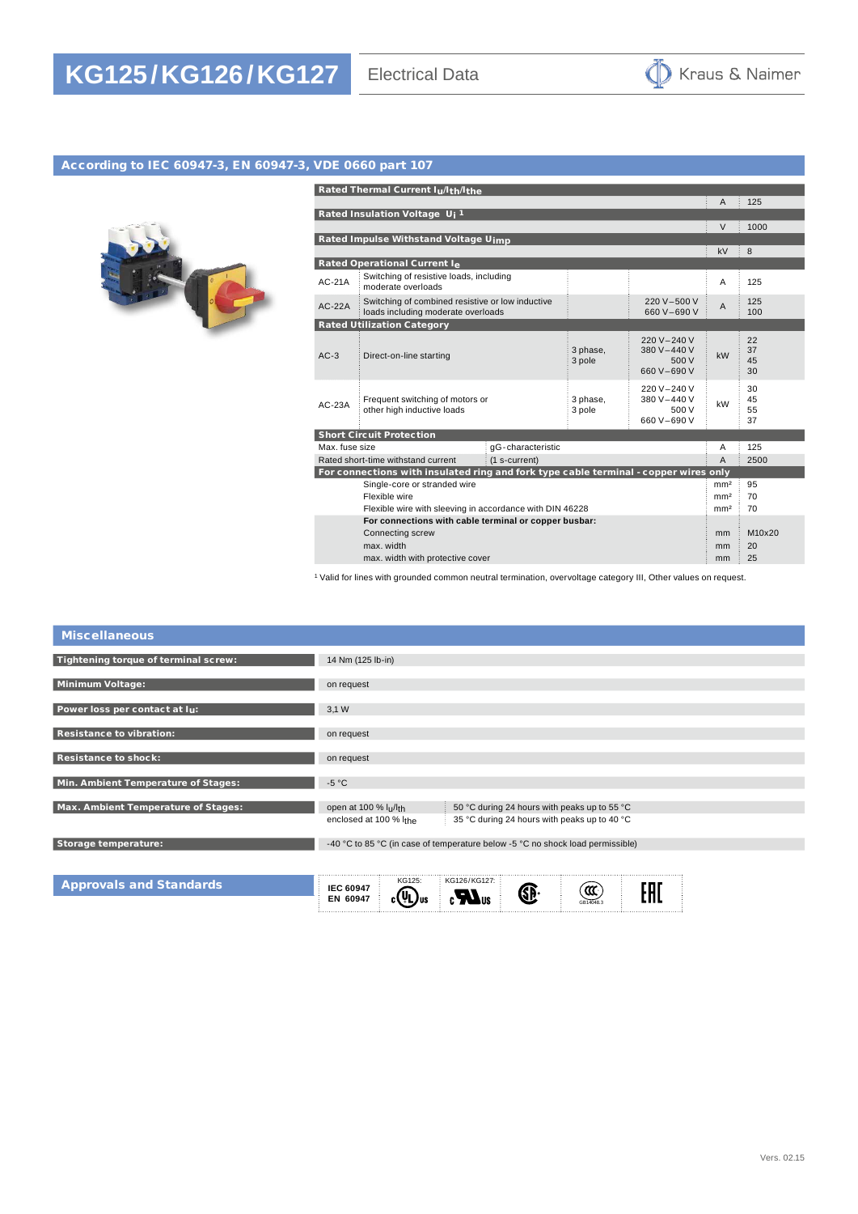# KG125/KG126/KG127

## Electrical Data

Kraus & Naimer

## According to IEC 60947-3, EN 60947-3, VDE 0660 part 107

| | | | | | |
|---|---|---|---|---|---|
| **Rated Thermal Current $I_u/I_{th}/I_{the}$** | | | | | |
| | | | | A | 125 |
| **Rated Insulation Voltage $U_i$ [1]** | | | | | |
| | | | | V | 1000 |
| **Rated Impulse Withstand Voltage $U_{imp}$** | | | | | |
| | | | | kV | 8 |
| **Rated Operational Current $I_e$** | | | | | |
| AC-21A | Switching of resistive loads, including moderate overloads | | | A | 125 |
| AC-22A | Switching of combined resistive or low inductive loads including moderate overloads | | 220 V – 500 V<br>660 V – 690 V | A | 125<br>100 |
| **Rated Utilization Category** | | | | | |
| AC-3 | Direct-on-line starting | 3 phase, 3 pole | 220 V – 240 V<br>380 V – 440 V<br>500 V<br>660 V – 690 V | kW | 22<br>37<br>45<br>30 |
| AC-23A | Frequent switching of motors or other high inductive loads | 3 phase, 3 pole | 220 V – 240 V<br>380 V – 440 V<br>500 V<br>660 V – 690 V | kW | 30<br>45<br>55<br>37 |
| **Short Circuit Protection** | | | | | |
| Max. fuse size | gG-characteristic | | | A | 125 |
| Rated short-time withstand current | (1 s-current) | | | A | 2500 |
| **For connections with insulated ring and fork type cable terminal - copper wires only** | | | | | |
| | Single-core or stranded wire | | | mm² | 95 |
| | Flexible wire | | | mm² | 70 |
| | Flexible wire with sleeving in accordance with DIN 46228 | | | mm² | 70 |
| | **For connections with cable terminal or copper busbar:** | | | | |
| | Connecting screw | | | mm | M10x20 |
| | max. width | | | mm | 20 |
| | max. width with protective cover | | | mm | 25 |

[1] Valid for lines with grounded common neutral termination, overvoltage category III, Other values on request.

## Miscellaneous

| | | |
|---|---|---|
| **Tightening torque of terminal screw:** | 14 Nm (125 lb-in) | |
| **Minimum Voltage:** | on request | |
| **Power loss per contact at $I_u$:** | 3,1 W | |
| **Resistance to vibration:** | on request | |
| **Resistance to shock:** | on request | |
| **Min. Ambient Temperature of Stages:** | -5 °C | |
| **Max. Ambient Temperature of Stages:** | open at 100 % $I_u/I_{th}$ | 50 °C during 24 hours with peaks up to 55 °C |
| | enclosed at 100 % $I_{the}$ | 35 °C during 24 hours with peaks up to 40 °C |
| **Storage temperature:** | -40 °C to 85 °C (in case of temperature below -5 °C no shock load permissible) | |

## Approvals and Standards

IEC 60947
EN 60947

KG125: cULus | KG126/KG127: cURus | CSA | CCC GB14048.3 | EAC

Vers. 02.15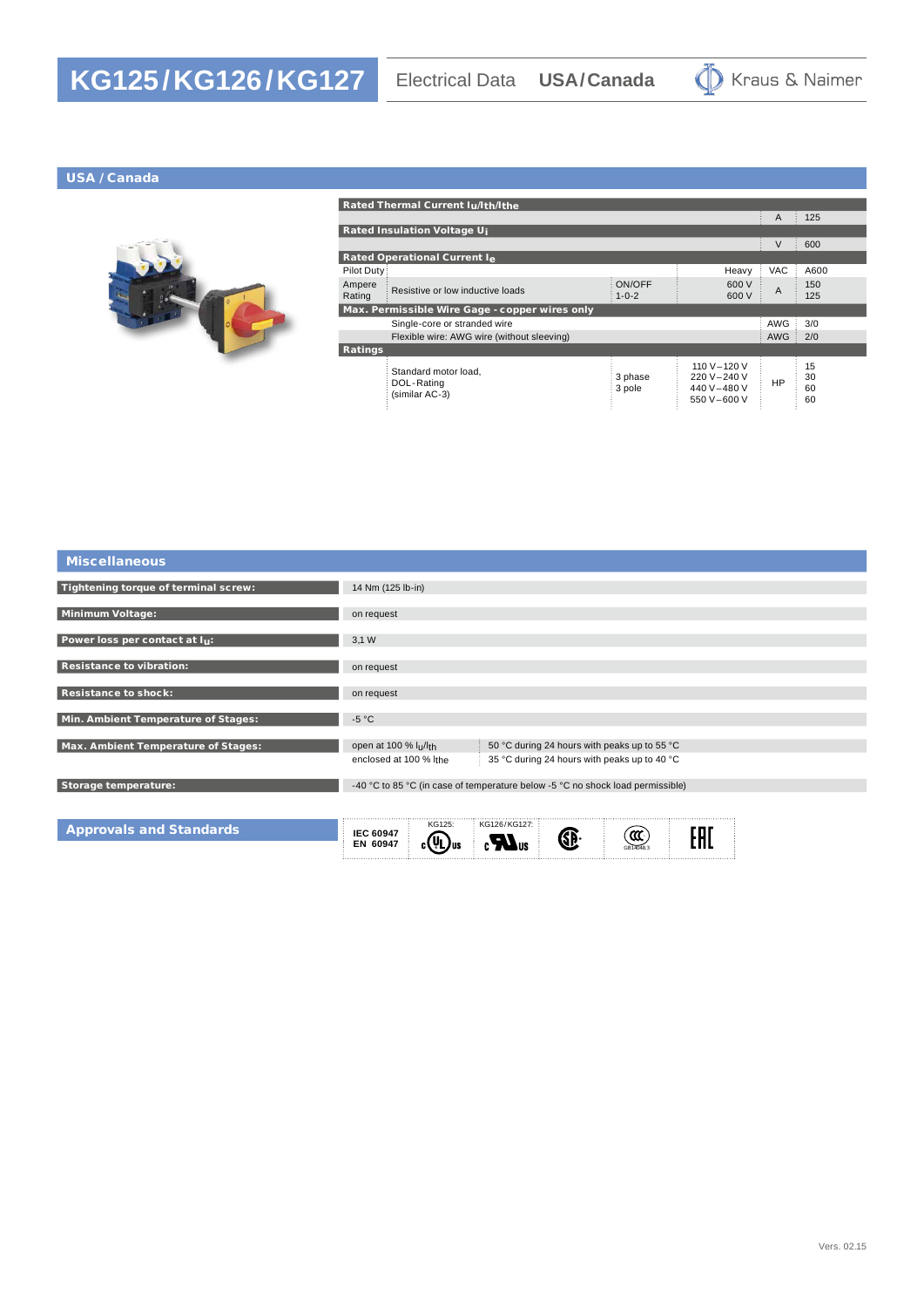# KG125 / KG126 / KG127

Electrical Data **USA / Canada**

Kraus & Naimer

## USA / Canada

| | | | | | |
|---|---|---|---|---|---|
| **Rated Thermal Current $I_u$/Ith/Ithe** | | | | | |
| | | | | A | 125 |
| **Rated Insulation Voltage $U_i$** | | | | | |
| | | | | V | 600 |
| **Rated Operational Current $I_e$** | | | | | |
| Pilot Duty | | | Heavy | VAC | A600 |
| Ampere Rating | Resistive or low inductive loads | ON/OFF 1-0-2 | 600 V 600 V | A | 150 125 |
| **Max. Permissible Wire Gage - copper wires only** | | | | | |
| | Single-core or stranded wire | | | AWG | 3/0 |
| | Flexible wire: AWG wire (without sleeving) | | | AWG | 2/0 |
| **Ratings** | | | | | |
| | Standard motor load, DOL-Rating (similar AC-3) | 3 phase 3 pole | 110 V – 120 V<br>220 V – 240 V<br>440 V – 480 V<br>550 V – 600 V | HP | 15<br>30<br>60<br>60 |

## Miscellaneous

| | | |
|---|---|---|
| **Tightening torque of terminal screw:** | 14 Nm (125 lb-in) | |
| **Minimum Voltage:** | on request | |
| **Power loss per contact at $I_u$:** | 3,1 W | |
| **Resistance to vibration:** | on request | |
| **Resistance to shock:** | on request | |
| **Min. Ambient Temperature of Stages:** | -5 °C | |
| **Max. Ambient Temperature of Stages:** | open at 100 % $I_u$/$I_{th}$ | 50 °C during 24 hours with peaks up to 55 °C |
| | enclosed at 100 % Ithe | 35 °C during 24 hours with peaks up to 40 °C |
| **Storage temperature:** | -40 °C to 85 °C (in case of temperature below -5 °C no shock load permissible) | |

## Approvals and Standards

IEC 60947
EN 60947

KG125: cULus

KG126/KG127: cRUus

CSA

CCC GB14048.3

EAC

Vers. 02.15